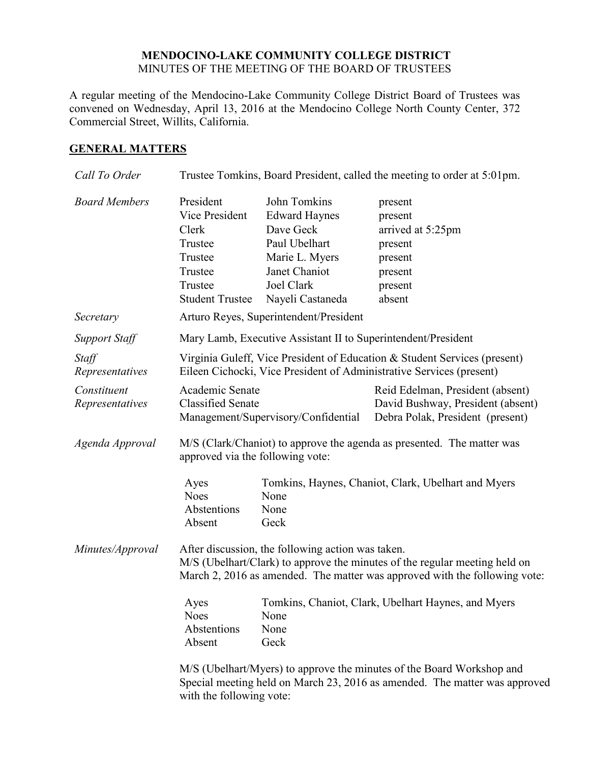# MENDOCINO-LAKE COMMUNITY COLLEGE DISTRICT

MINUTES OF THE MEETING OF THE BOARD OF TRUSTEES

A regular meeting of the Mendocino-Lake Community College District Board of Trustees was convened on Wednesday, April 13, 2016 at the Mendocino College North County Center, 372 Commercial Street, Willits, California.

## GENERAL MATTERS

*Call To Order*

Trustee Tomkins, Board President, called the meeting to order at 5:01pm.

*Board Members*

| | | |
|---|---|---|
| President | John Tomkins | present |
| Vice President | Edward Haynes | present |
| Clerk | Dave Geck | arrived at 5:25pm |
| Trustee | Paul Ubelhart | present |
| Trustee | Marie L. Myers | present |
| Trustee | Janet Chaniot | present |
| Trustee | Joel Clark | present |
| Student Trustee | Nayeli Castaneda | absent |

*Secretary*

Arturo Reyes, Superintendent/President

*Support Staff*

Mary Lamb, Executive Assistant II to Superintendent/President

*Staff Representatives*

Virginia Guleff, Vice President of Education & Student Services (present)
Eileen Cichocki, Vice President of Administrative Services (present)

*Constituent Representatives*

| | |
|---|---|
| Academic Senate | Reid Edelman, President (absent) |
| Classified Senate | David Bushway, President (absent) |
| Management/Supervisory/Confidential | Debra Polak, President (present) |

*Agenda Approval*

M/S (Clark/Chaniot) to approve the agenda as presented. The matter was approved via the following vote:

| | |
|---|---|
| Ayes | Tomkins, Haynes, Chaniot, Clark, Ubelhart and Myers |
| Noes | None |
| Abstentions | None |
| Absent | Geck |

*Minutes/Approval*

After discussion, the following action was taken.
M/S (Ubelhart/Clark) to approve the minutes of the regular meeting held on March 2, 2016 as amended. The matter was approved with the following vote:

| | |
|---|---|
| Ayes | Tomkins, Chaniot, Clark, Ubelhart Haynes, and Myers |
| Noes | None |
| Abstentions | None |
| Absent | Geck |

M/S (Ubelhart/Myers) to approve the minutes of the Board Workshop and Special meeting held on March 23, 2016 as amended. The matter was approved with the following vote: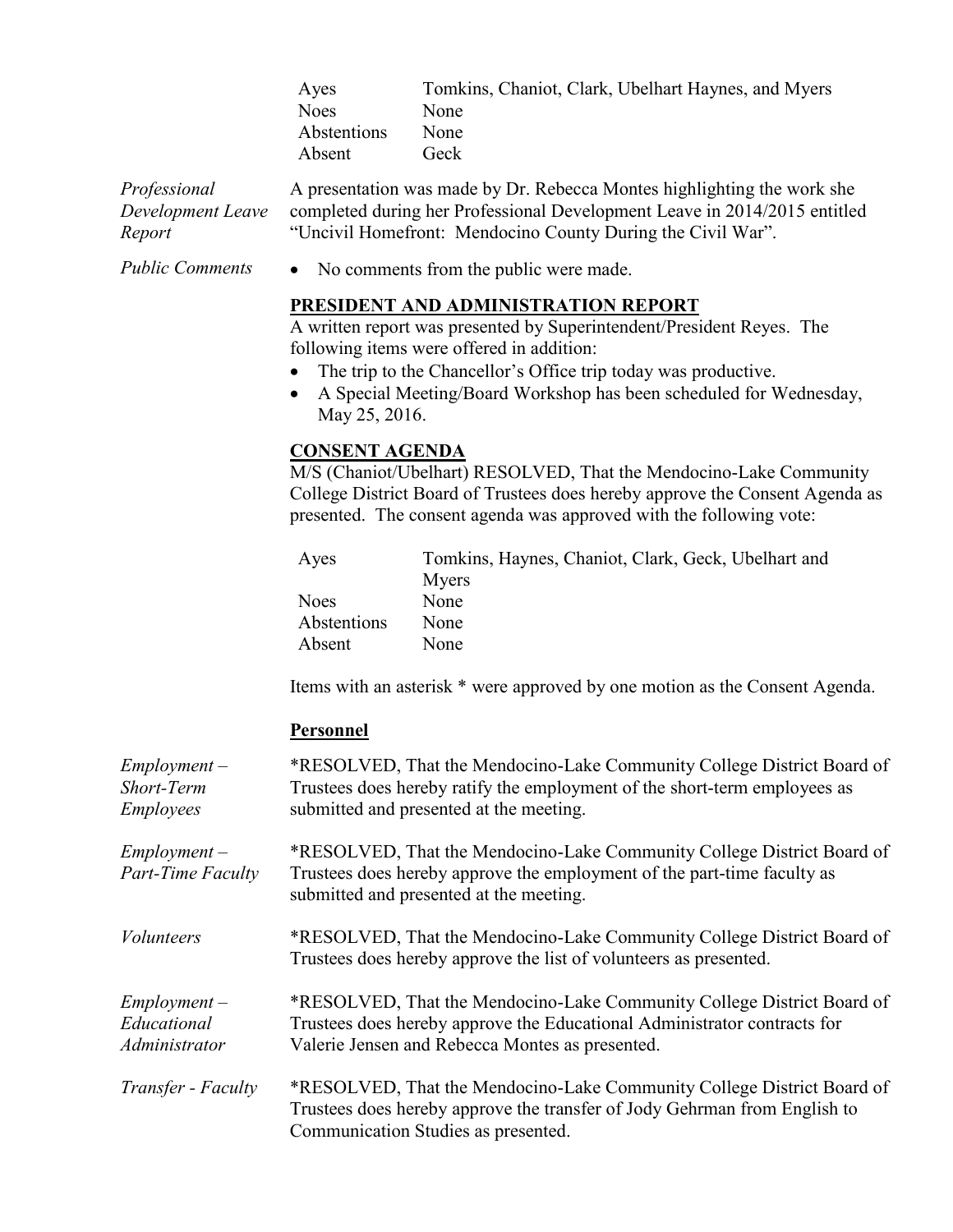| | |
|---|---|
| Ayes | Tomkins, Chaniot, Clark, Ubelhart Haynes, and Myers |
| Noes | None |
| Abstentions | None |
| Absent | Geck |

*Professional Development Leave Report*

A presentation was made by Dr. Rebecca Montes highlighting the work she completed during her Professional Development Leave in 2014/2015 entitled "Uncivil Homefront: Mendocino County During the Civil War".

*Public Comments*

- No comments from the public were made.

## PRESIDENT AND ADMINISTRATION REPORT

A written report was presented by Superintendent/President Reyes. The following items were offered in addition:

- The trip to the Chancellor's Office trip today was productive.
- A Special Meeting/Board Workshop has been scheduled for Wednesday, May 25, 2016.

## CONSENT AGENDA

M/S (Chaniot/Ubelhart) RESOLVED, That the Mendocino-Lake Community College District Board of Trustees does hereby approve the Consent Agenda as presented. The consent agenda was approved with the following vote:

| | |
|---|---|
| Ayes | Tomkins, Haynes, Chaniot, Clark, Geck, Ubelhart and Myers |
| Noes | None |
| Abstentions | None |
| Absent | None |

Items with an asterisk * were approved by one motion as the Consent Agenda.

### Personnel

*Employment – Short-Term Employees*

*RESOLVED, That the Mendocino-Lake Community College District Board of Trustees does hereby ratify the employment of the short-term employees as submitted and presented at the meeting.

*Employment – Part-Time Faculty*

*RESOLVED, That the Mendocino-Lake Community College District Board of Trustees does hereby approve the employment of the part-time faculty as submitted and presented at the meeting.

*Volunteers*

*RESOLVED, That the Mendocino-Lake Community College District Board of Trustees does hereby approve the list of volunteers as presented.

*Employment – Educational Administrator*

*RESOLVED, That the Mendocino-Lake Community College District Board of Trustees does hereby approve the Educational Administrator contracts for Valerie Jensen and Rebecca Montes as presented.

*Transfer - Faculty*

*RESOLVED, That the Mendocino-Lake Community College District Board of Trustees does hereby approve the transfer of Jody Gehrman from English to Communication Studies as presented.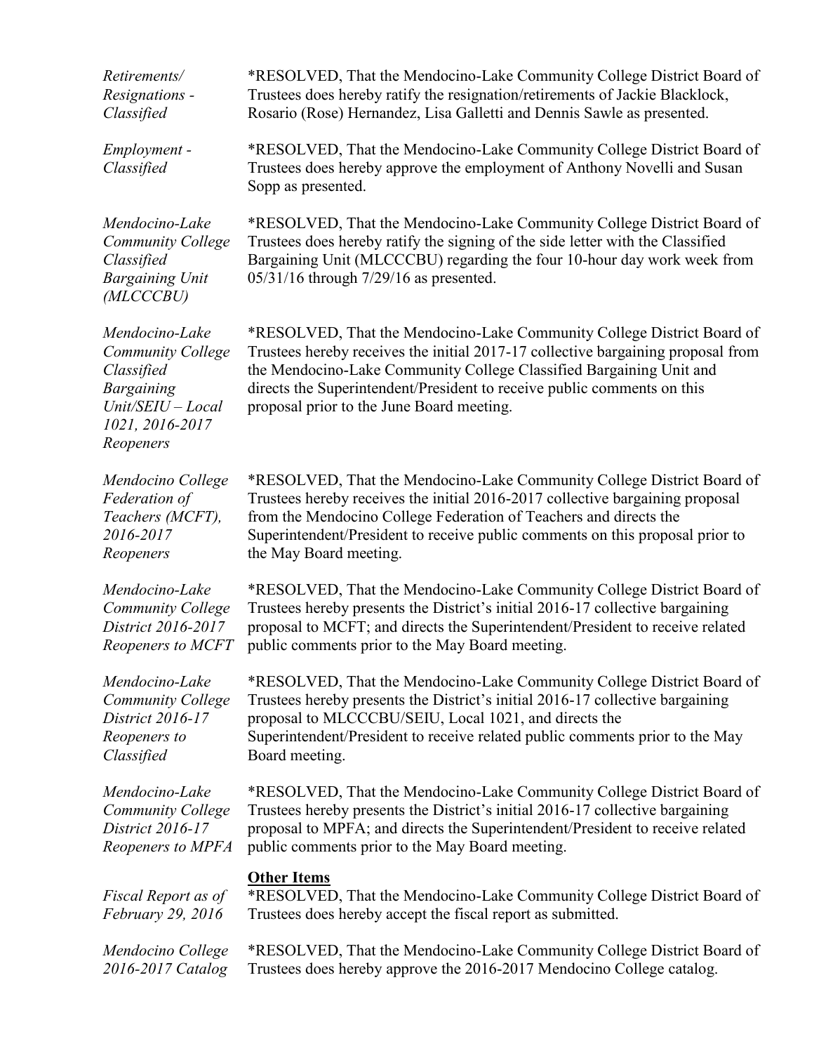*Retirements/ Resignations - Classified*

*RESOLVED, That the Mendocino-Lake Community College District Board of Trustees does hereby ratify the resignation/retirements of Jackie Blacklock, Rosario (Rose) Hernandez, Lisa Galletti and Dennis Sawle as presented.

*Employment - Classified*

*RESOLVED, That the Mendocino-Lake Community College District Board of Trustees does hereby approve the employment of Anthony Novelli and Susan Sopp as presented.

*Mendocino-Lake Community College Classified Bargaining Unit (MLCCCBU)*

*RESOLVED, That the Mendocino-Lake Community College District Board of Trustees does hereby ratify the signing of the side letter with the Classified Bargaining Unit (MLCCCBU) regarding the four 10-hour day work week from 05/31/16 through 7/29/16 as presented.

*Mendocino-Lake Community College Classified Bargaining Unit/SEIU – Local 1021, 2016-2017 Reopeners*

*RESOLVED, That the Mendocino-Lake Community College District Board of Trustees hereby receives the initial 2017-17 collective bargaining proposal from the Mendocino-Lake Community College Classified Bargaining Unit and directs the Superintendent/President to receive public comments on this proposal prior to the June Board meeting.

*Mendocino College Federation of Teachers (MCFT), 2016-2017 Reopeners*

*RESOLVED, That the Mendocino-Lake Community College District Board of Trustees hereby receives the initial 2016-2017 collective bargaining proposal from the Mendocino College Federation of Teachers and directs the Superintendent/President to receive public comments on this proposal prior to the May Board meeting.

*Mendocino-Lake Community College District 2016-2017 Reopeners to MCFT*

*RESOLVED, That the Mendocino-Lake Community College District Board of Trustees hereby presents the District's initial 2016-17 collective bargaining proposal to MCFT; and directs the Superintendent/President to receive related public comments prior to the May Board meeting.

*Mendocino-Lake Community College District 2016-17 Reopeners to Classified*

*RESOLVED, That the Mendocino-Lake Community College District Board of Trustees hereby presents the District's initial 2016-17 collective bargaining proposal to MLCCCBU/SEIU, Local 1021, and directs the Superintendent/President to receive related public comments prior to the May Board meeting.

*Mendocino-Lake Community College District 2016-17 Reopeners to MPFA*

*RESOLVED, That the Mendocino-Lake Community College District Board of Trustees hereby presents the District's initial 2016-17 collective bargaining proposal to MPFA; and directs the Superintendent/President to receive related public comments prior to the May Board meeting.

**Other Items**

*Fiscal Report as of February 29, 2016*

*RESOLVED, That the Mendocino-Lake Community College District Board of Trustees does hereby accept the fiscal report as submitted.

*Mendocino College 2016-2017 Catalog*

*RESOLVED, That the Mendocino-Lake Community College District Board of Trustees does hereby approve the 2016-2017 Mendocino College catalog.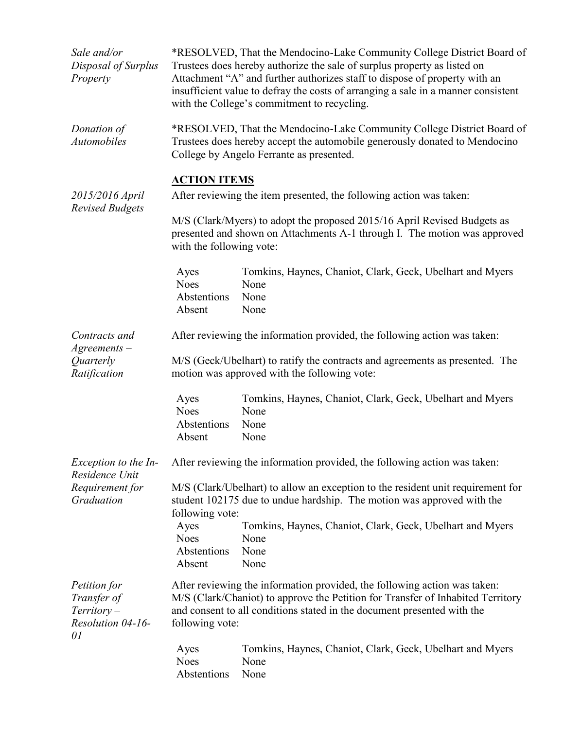*Sale and/or Disposal of Surplus Property*

*RESOLVED, That the Mendocino-Lake Community College District Board of Trustees does hereby authorize the sale of surplus property as listed on Attachment "A" and further authorizes staff to dispose of property with an insufficient value to defray the costs of arranging a sale in a manner consistent with the College's commitment to recycling.

*Donation of Automobiles*

*RESOLVED, That the Mendocino-Lake Community College District Board of Trustees does hereby accept the automobile generously donated to Mendocino College by Angelo Ferrante as presented.

**ACTION ITEMS**

*2015/2016 April Revised Budgets*

After reviewing the item presented, the following action was taken:

M/S (Clark/Myers) to adopt the proposed 2015/16 April Revised Budgets as presented and shown on Attachments A-1 through I. The motion was approved with the following vote:

| | |
|---|---|
| Ayes | Tomkins, Haynes, Chaniot, Clark, Geck, Ubelhart and Myers |
| Noes | None |
| Abstentions | None |
| Absent | None |

*Contracts and Agreements – Quarterly Ratification*

After reviewing the information provided, the following action was taken:

M/S (Geck/Ubelhart) to ratify the contracts and agreements as presented. The motion was approved with the following vote:

| | |
|---|---|
| Ayes | Tomkins, Haynes, Chaniot, Clark, Geck, Ubelhart and Myers |
| Noes | None |
| Abstentions | None |
| Absent | None |

*Exception to the In-Residence Unit Requirement for Graduation*

After reviewing the information provided, the following action was taken:

M/S (Clark/Ubelhart) to allow an exception to the resident unit requirement for student 102175 due to undue hardship. The motion was approved with the following vote:

| | |
|---|---|
| Ayes | Tomkins, Haynes, Chaniot, Clark, Geck, Ubelhart and Myers |
| Noes | None |
| Abstentions | None |
| Absent | None |

*Petition for Transfer of Territory – Resolution 04-16-01*

After reviewing the information provided, the following action was taken:
M/S (Clark/Chaniot) to approve the Petition for Transfer of Inhabited Territory and consent to all conditions stated in the document presented with the following vote:

| | |
|---|---|
| Ayes | Tomkins, Haynes, Chaniot, Clark, Geck, Ubelhart and Myers |
| Noes | None |
| Abstentions | None |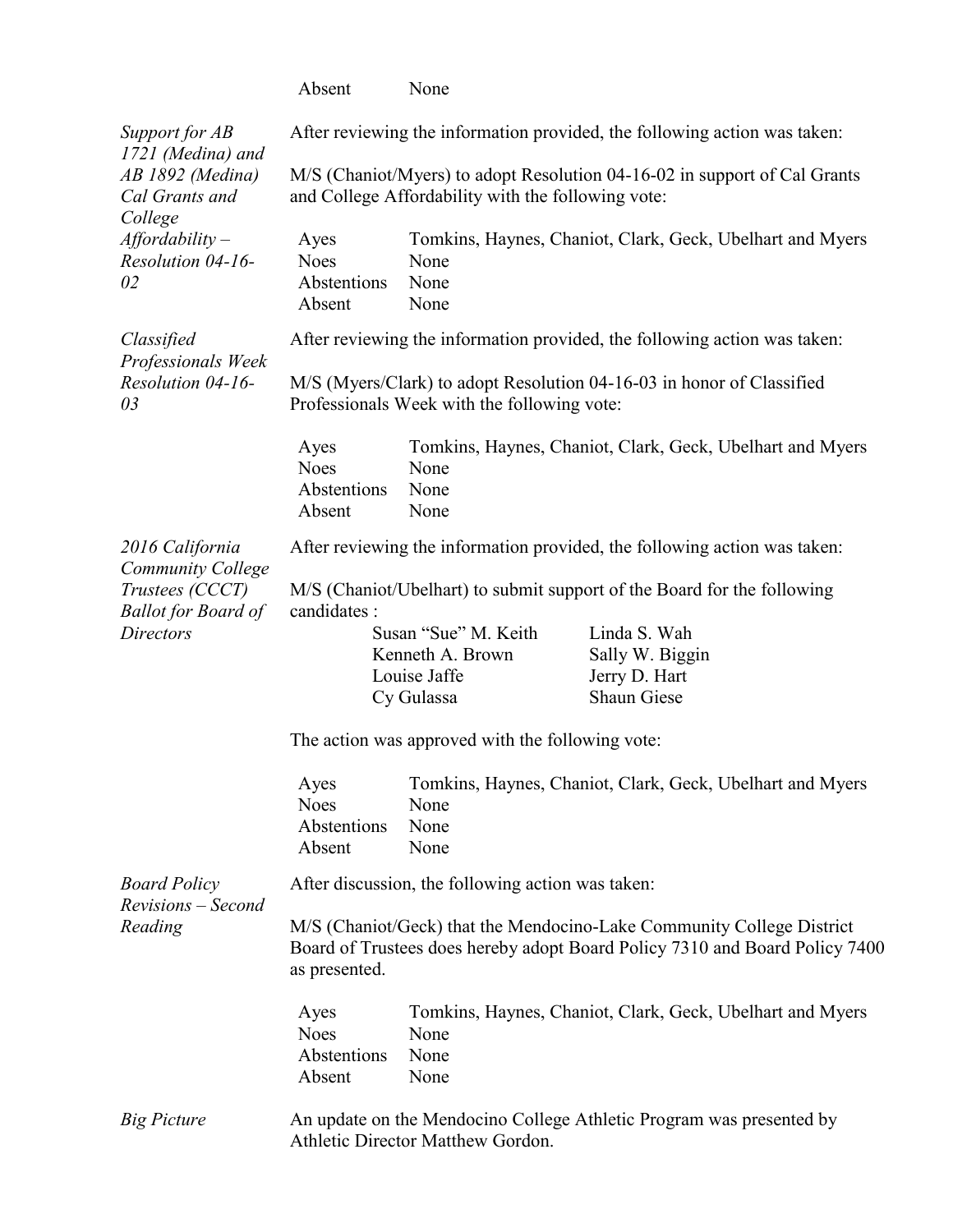| | |
|---|---|
| Absent | None |

*Support for AB 1721 (Medina) and AB 1892 (Medina) Cal Grants and College Affordability – Resolution 04-16-02*

After reviewing the information provided, the following action was taken:

M/S (Chaniot/Myers) to adopt Resolution 04-16-02 in support of Cal Grants and College Affordability with the following vote:

| | |
|---|---|
| Ayes | Tomkins, Haynes, Chaniot, Clark, Geck, Ubelhart and Myers |
| Noes | None |
| Abstentions | None |
| Absent | None |

*Classified Professionals Week Resolution 04-16-03*

After reviewing the information provided, the following action was taken:

M/S (Myers/Clark) to adopt Resolution 04-16-03 in honor of Classified Professionals Week with the following vote:

| | |
|---|---|
| Ayes | Tomkins, Haynes, Chaniot, Clark, Geck, Ubelhart and Myers |
| Noes | None |
| Abstentions | None |
| Absent | None |

*2016 California Community College Trustees (CCCT) Ballot for Board of Directors*

After reviewing the information provided, the following action was taken:

M/S (Chaniot/Ubelhart) to submit support of the Board for the following candidates :

| | |
|---|---|
| Susan "Sue" M. Keith | Linda S. Wah |
| Kenneth A. Brown | Sally W. Biggin |
| Louise Jaffe | Jerry D. Hart |
| Cy Gulassa | Shaun Giese |

The action was approved with the following vote:

| | |
|---|---|
| Ayes | Tomkins, Haynes, Chaniot, Clark, Geck, Ubelhart and Myers |
| Noes | None |
| Abstentions | None |
| Absent | None |

*Board Policy Revisions – Second Reading*

After discussion, the following action was taken:

M/S (Chaniot/Geck) that the Mendocino-Lake Community College District Board of Trustees does hereby adopt Board Policy 7310 and Board Policy 7400 as presented.

| | |
|---|---|
| Ayes | Tomkins, Haynes, Chaniot, Clark, Geck, Ubelhart and Myers |
| Noes | None |
| Abstentions | None |
| Absent | None |

*Big Picture*

An update on the Mendocino College Athletic Program was presented by Athletic Director Matthew Gordon.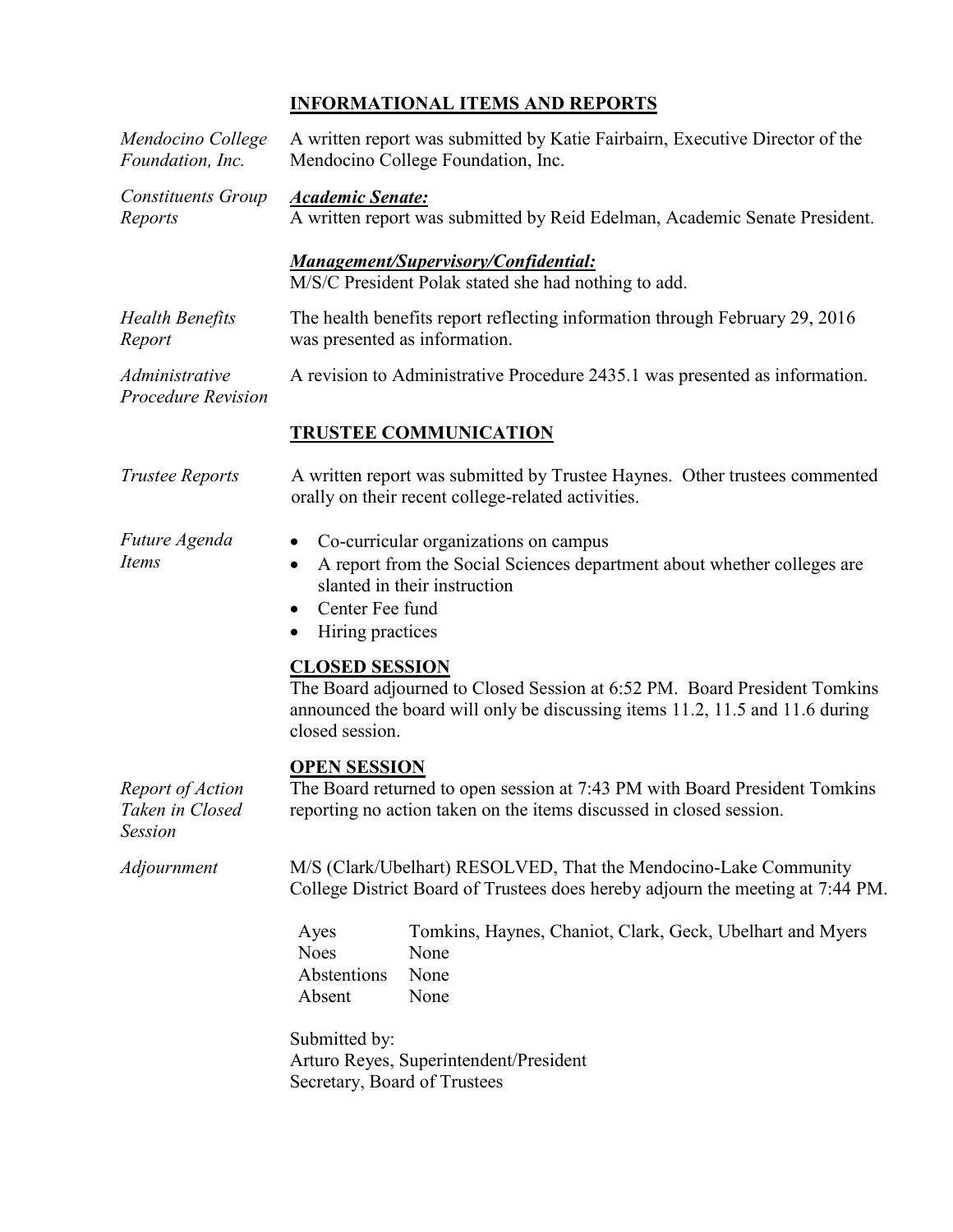## INFORMATIONAL ITEMS AND REPORTS

*Mendocino College Foundation, Inc.*

A written report was submitted by Katie Fairbairn, Executive Director of the Mendocino College Foundation, Inc.

*Constituents Group Reports*

***Academic Senate:***
A written report was submitted by Reid Edelman, Academic Senate President.

***Management/Supervisory/Confidential:***
M/S/C President Polak stated she had nothing to add.

*Health Benefits Report*

The health benefits report reflecting information through February 29, 2016 was presented as information.

*Administrative Procedure Revision*

A revision to Administrative Procedure 2435.1 was presented as information.

## TRUSTEE COMMUNICATION

*Trustee Reports*

A written report was submitted by Trustee Haynes. Other trustees commented orally on their recent college-related activities.

*Future Agenda Items*

- Co-curricular organizations on campus
- A report from the Social Sciences department about whether colleges are slanted in their instruction
- Center Fee fund
- Hiring practices

## CLOSED SESSION

The Board adjourned to Closed Session at 6:52 PM. Board President Tomkins announced the board will only be discussing items 11.2, 11.5 and 11.6 during closed session.

## OPEN SESSION

*Report of Action Taken in Closed Session*

The Board returned to open session at 7:43 PM with Board President Tomkins reporting no action taken on the items discussed in closed session.

*Adjournment*

M/S (Clark/Ubelhart) RESOLVED, That the Mendocino-Lake Community College District Board of Trustees does hereby adjourn the meeting at 7:44 PM.

| | |
|---|---|
| Ayes | Tomkins, Haynes, Chaniot, Clark, Geck, Ubelhart and Myers |
| Noes | None |
| Abstentions | None |
| Absent | None |

Submitted by:
Arturo Reyes, Superintendent/President
Secretary, Board of Trustees